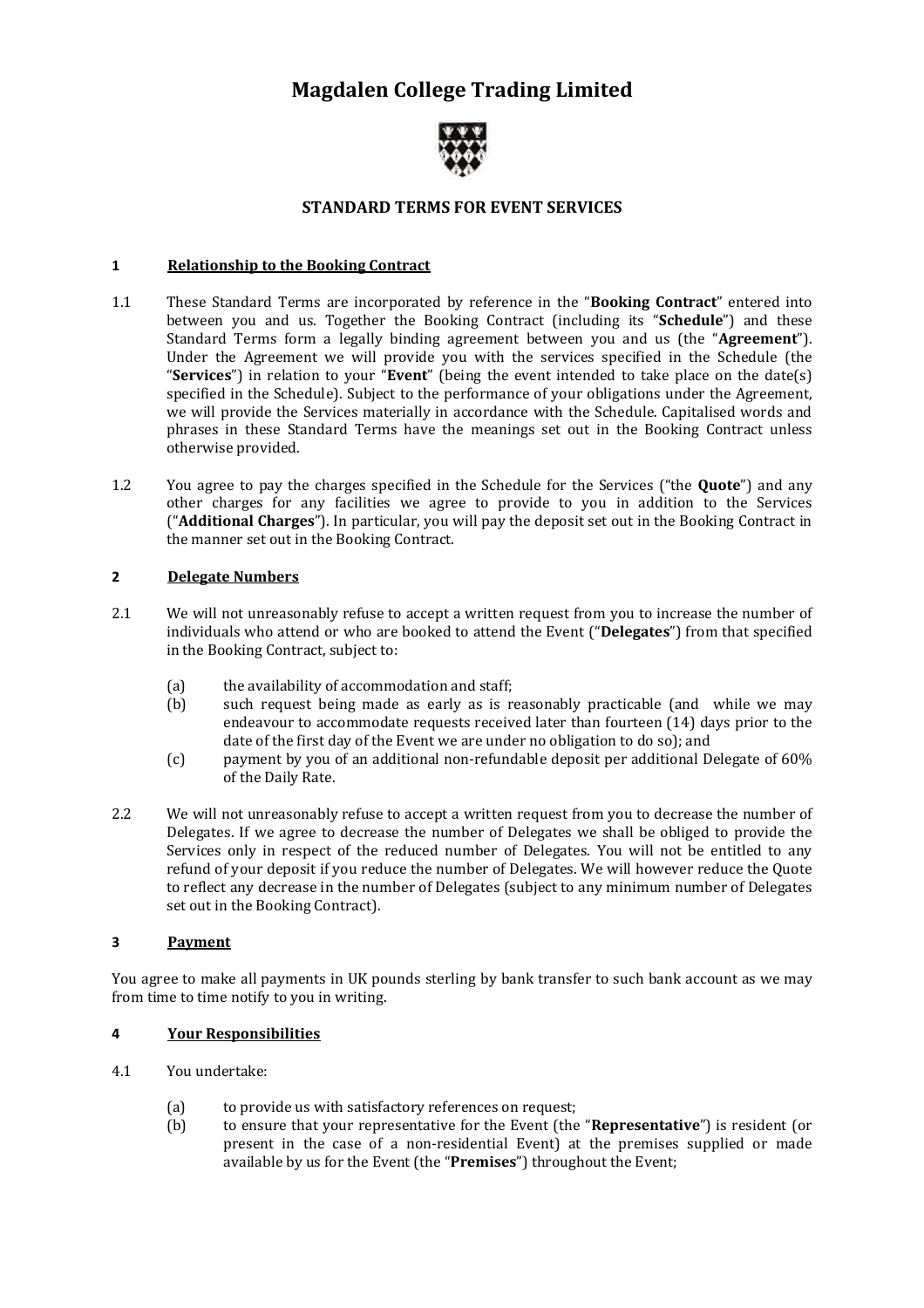# Magdalen College Trading Limited

## STANDARD TERMS FOR EVENT SERVICES

### 1 Relationship to the Booking Contract

1.1 These Standard Terms are incorporated by reference in the "**Booking Contract**" entered into between you and us. Together the Booking Contract (including its "**Schedule**") and these Standard Terms form a legally binding agreement between you and us (the "**Agreement**"). Under the Agreement we will provide you with the services specified in the Schedule (the "**Services**") in relation to your "**Event**" (being the event intended to take place on the date(s) specified in the Schedule). Subject to the performance of your obligations under the Agreement, we will provide the Services materially in accordance with the Schedule. Capitalised words and phrases in these Standard Terms have the meanings set out in the Booking Contract unless otherwise provided.

1.2 You agree to pay the charges specified in the Schedule for the Services ("the **Quote**") and any other charges for any facilities we agree to provide to you in addition to the Services ("**Additional Charges**"). In particular, you will pay the deposit set out in the Booking Contract in the manner set out in the Booking Contract.

### 2 Delegate Numbers

2.1 We will not unreasonably refuse to accept a written request from you to increase the number of individuals who attend or who are booked to attend the Event ("**Delegates**") from that specified in the Booking Contract, subject to:

- (a) the availability of accommodation and staff;
- (b) such request being made as early as is reasonably practicable (and while we may endeavour to accommodate requests received later than fourteen (14) days prior to the date of the first day of the Event we are under no obligation to do so); and
- (c) payment by you of an additional non-refundable deposit per additional Delegate of 60% of the Daily Rate.

2.2 We will not unreasonably refuse to accept a written request from you to decrease the number of Delegates. If we agree to decrease the number of Delegates we shall be obliged to provide the Services only in respect of the reduced number of Delegates. You will not be entitled to any refund of your deposit if you reduce the number of Delegates. We will however reduce the Quote to reflect any decrease in the number of Delegates (subject to any minimum number of Delegates set out in the Booking Contract).

### 3 Payment

You agree to make all payments in UK pounds sterling by bank transfer to such bank account as we may from time to time notify to you in writing.

### 4 Your Responsibilities

4.1 You undertake:

- (a) to provide us with satisfactory references on request;
- (b) to ensure that your representative for the Event (the "**Representative**") is resident (or present in the case of a non-residential Event) at the premises supplied or made available by us for the Event (the "**Premises**") throughout the Event;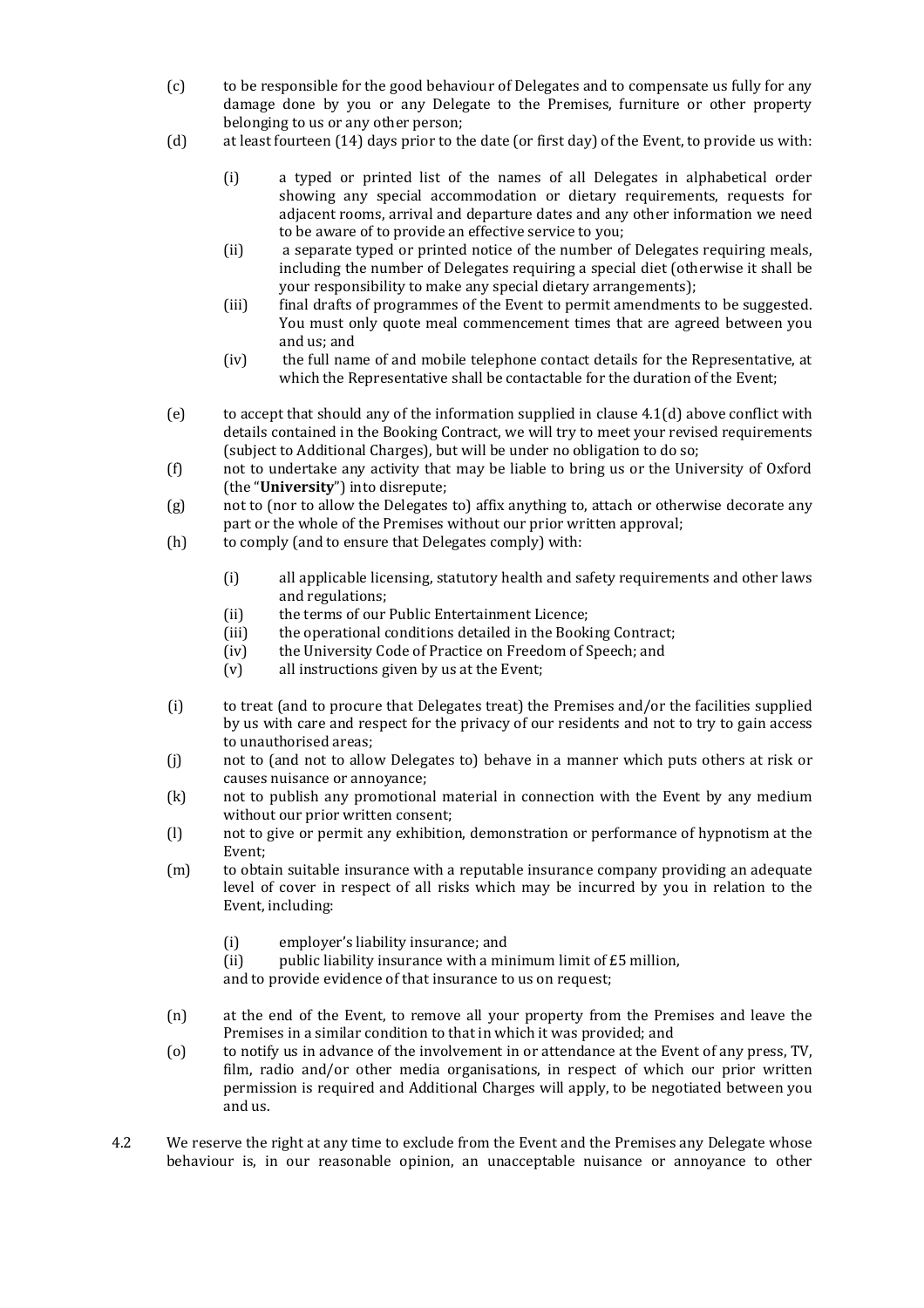(c) to be responsible for the good behaviour of Delegates and to compensate us fully for any damage done by you or any Delegate to the Premises, furniture or other property belonging to us or any other person;

(d) at least fourteen (14) days prior to the date (or first day) of the Event, to provide us with:

   (i) a typed or printed list of the names of all Delegates in alphabetical order showing any special accommodation or dietary requirements, requests for adjacent rooms, arrival and departure dates and any other information we need to be aware of to provide an effective service to you;

   (ii) a separate typed or printed notice of the number of Delegates requiring meals, including the number of Delegates requiring a special diet (otherwise it shall be your responsibility to make any special dietary arrangements);

   (iii) final drafts of programmes of the Event to permit amendments to be suggested. You must only quote meal commencement times that are agreed between you and us; and

   (iv) the full name of and mobile telephone contact details for the Representative, at which the Representative shall be contactable for the duration of the Event;

(e) to accept that should any of the information supplied in clause 4.1(d) above conflict with details contained in the Booking Contract, we will try to meet your revised requirements (subject to Additional Charges), but will be under no obligation to do so;

(f) not to undertake any activity that may be liable to bring us or the University of Oxford (the "**University**") into disrepute;

(g) not to (nor to allow the Delegates to) affix anything to, attach or otherwise decorate any part or the whole of the Premises without our prior written approval;

(h) to comply (and to ensure that Delegates comply) with:

   (i) all applicable licensing, statutory health and safety requirements and other laws and regulations;

   (ii) the terms of our Public Entertainment Licence;

   (iii) the operational conditions detailed in the Booking Contract;

   (iv) the University Code of Practice on Freedom of Speech; and

   (v) all instructions given by us at the Event;

(i) to treat (and to procure that Delegates treat) the Premises and/or the facilities supplied by us with care and respect for the privacy of our residents and not to try to gain access to unauthorised areas;

(j) not to (and not to allow Delegates to) behave in a manner which puts others at risk or causes nuisance or annoyance;

(k) not to publish any promotional material in connection with the Event by any medium without our prior written consent;

(l) not to give or permit any exhibition, demonstration or performance of hypnotism at the Event;

(m) to obtain suitable insurance with a reputable insurance company providing an adequate level of cover in respect of all risks which may be incurred by you in relation to the Event, including:

   (i) employer's liability insurance; and

   (ii) public liability insurance with a minimum limit of £5 million,

   and to provide evidence of that insurance to us on request;

(n) at the end of the Event, to remove all your property from the Premises and leave the Premises in a similar condition to that in which it was provided; and

(o) to notify us in advance of the involvement in or attendance at the Event of any press, TV, film, radio and/or other media organisations, in respect of which our prior written permission is required and Additional Charges will apply, to be negotiated between you and us.

4.2 We reserve the right at any time to exclude from the Event and the Premises any Delegate whose behaviour is, in our reasonable opinion, an unacceptable nuisance or annoyance to other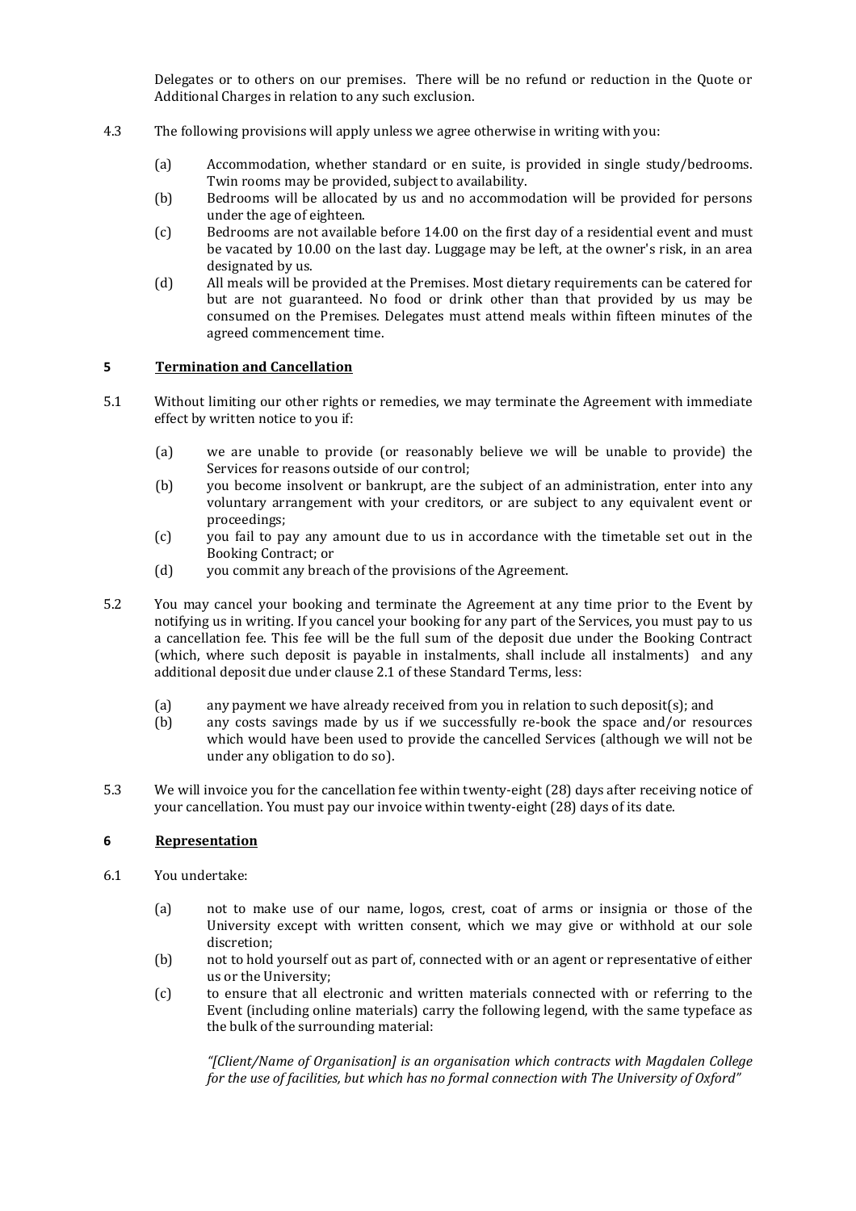Delegates or to others on our premises. There will be no refund or reduction in the Quote or Additional Charges in relation to any such exclusion.

4.3 The following provisions will apply unless we agree otherwise in writing with you:

(a) Accommodation, whether standard or en suite, is provided in single study/bedrooms. Twin rooms may be provided, subject to availability.

(b) Bedrooms will be allocated by us and no accommodation will be provided for persons under the age of eighteen.

(c) Bedrooms are not available before 14.00 on the first day of a residential event and must be vacated by 10.00 on the last day. Luggage may be left, at the owner's risk, in an area designated by us.

(d) All meals will be provided at the Premises. Most dietary requirements can be catered for but are not guaranteed. No food or drink other than that provided by us may be consumed on the Premises. Delegates must attend meals within fifteen minutes of the agreed commencement time.

## 5 Termination and Cancellation

5.1 Without limiting our other rights or remedies, we may terminate the Agreement with immediate effect by written notice to you if:

(a) we are unable to provide (or reasonably believe we will be unable to provide) the Services for reasons outside of our control;

(b) you become insolvent or bankrupt, are the subject of an administration, enter into any voluntary arrangement with your creditors, or are subject to any equivalent event or proceedings;

(c) you fail to pay any amount due to us in accordance with the timetable set out in the Booking Contract; or

(d) you commit any breach of the provisions of the Agreement.

5.2 You may cancel your booking and terminate the Agreement at any time prior to the Event by notifying us in writing. If you cancel your booking for any part of the Services, you must pay to us a cancellation fee. This fee will be the full sum of the deposit due under the Booking Contract (which, where such deposit is payable in instalments, shall include all instalments) and any additional deposit due under clause 2.1 of these Standard Terms, less:

(a) any payment we have already received from you in relation to such deposit(s); and

(b) any costs savings made by us if we successfully re-book the space and/or resources which would have been used to provide the cancelled Services (although we will not be under any obligation to do so).

5.3 We will invoice you for the cancellation fee within twenty-eight (28) days after receiving notice of your cancellation. You must pay our invoice within twenty-eight (28) days of its date.

## 6 Representation

6.1 You undertake:

(a) not to make use of our name, logos, crest, coat of arms or insignia or those of the University except with written consent, which we may give or withhold at our sole discretion;

(b) not to hold yourself out as part of, connected with or an agent or representative of either us or the University;

(c) to ensure that all electronic and written materials connected with or referring to the Event (including online materials) carry the following legend, with the same typeface as the bulk of the surrounding material:

*"[Client/Name of Organisation] is an organisation which contracts with Magdalen College for the use of facilities, but which has no formal connection with The University of Oxford"*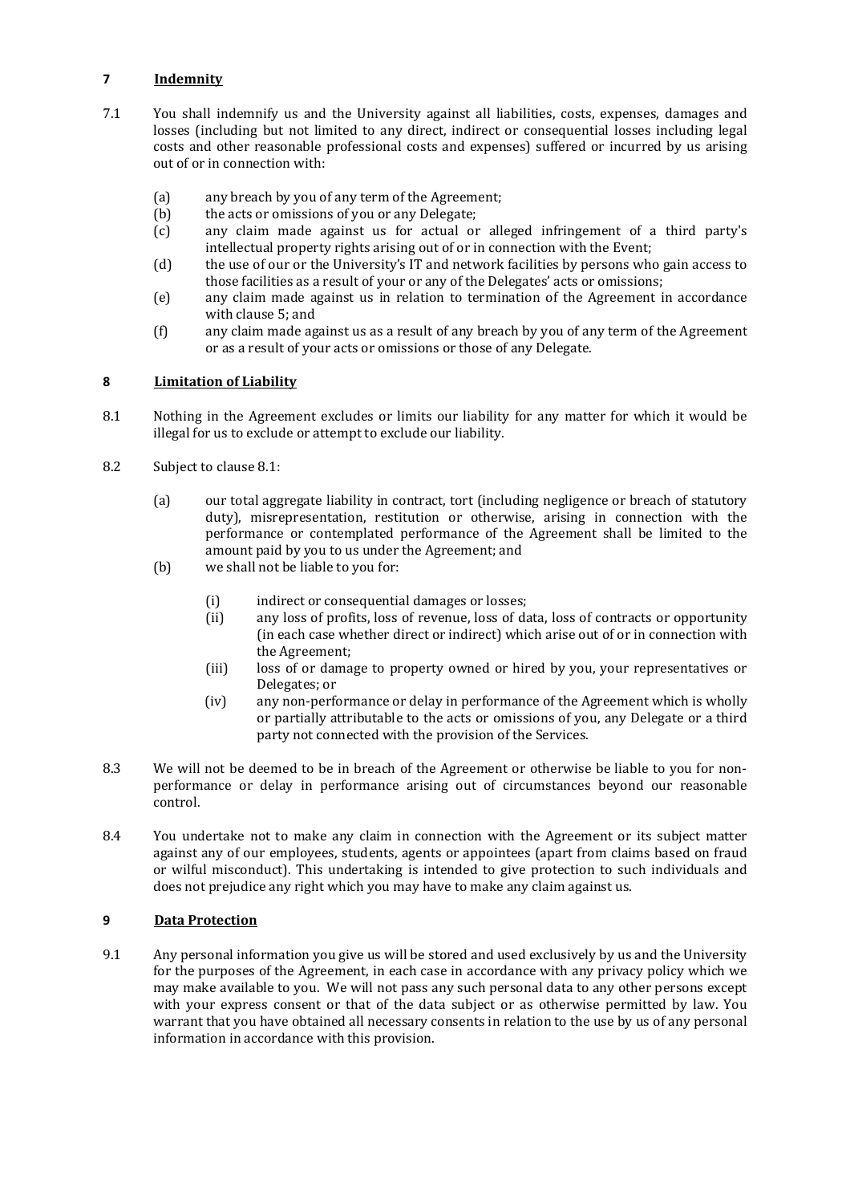## 7 Indemnity

7.1 You shall indemnify us and the University against all liabilities, costs, expenses, damages and losses (including but not limited to any direct, indirect or consequential losses including legal costs and other reasonable professional costs and expenses) suffered or incurred by us arising out of or in connection with:

(a) any breach by you of any term of the Agreement;

(b) the acts or omissions of you or any Delegate;

(c) any claim made against us for actual or alleged infringement of a third party's intellectual property rights arising out of or in connection with the Event;

(d) the use of our or the University's IT and network facilities by persons who gain access to those facilities as a result of your or any of the Delegates' acts or omissions;

(e) any claim made against us in relation to termination of the Agreement in accordance with clause 5; and

(f) any claim made against us as a result of any breach by you of any term of the Agreement or as a result of your acts or omissions or those of any Delegate.

## 8 Limitation of Liability

8.1 Nothing in the Agreement excludes or limits our liability for any matter for which it would be illegal for us to exclude or attempt to exclude our liability.

8.2 Subject to clause 8.1:

(a) our total aggregate liability in contract, tort (including negligence or breach of statutory duty), misrepresentation, restitution or otherwise, arising in connection with the performance or contemplated performance of the Agreement shall be limited to the amount paid by you to us under the Agreement; and

(b) we shall not be liable to you for:

(i) indirect or consequential damages or losses;

(ii) any loss of profits, loss of revenue, loss of data, loss of contracts or opportunity (in each case whether direct or indirect) which arise out of or in connection with the Agreement;

(iii) loss of or damage to property owned or hired by you, your representatives or Delegates; or

(iv) any non-performance or delay in performance of the Agreement which is wholly or partially attributable to the acts or omissions of you, any Delegate or a third party not connected with the provision of the Services.

8.3 We will not be deemed to be in breach of the Agreement or otherwise be liable to you for non-performance or delay in performance arising out of circumstances beyond our reasonable control.

8.4 You undertake not to make any claim in connection with the Agreement or its subject matter against any of our employees, students, agents or appointees (apart from claims based on fraud or wilful misconduct). This undertaking is intended to give protection to such individuals and does not prejudice any right which you may have to make any claim against us.

## 9 Data Protection

9.1 Any personal information you give us will be stored and used exclusively by us and the University for the purposes of the Agreement, in each case in accordance with any privacy policy which we may make available to you. We will not pass any such personal data to any other persons except with your express consent or that of the data subject or as otherwise permitted by law. You warrant that you have obtained all necessary consents in relation to the use by us of any personal information in accordance with this provision.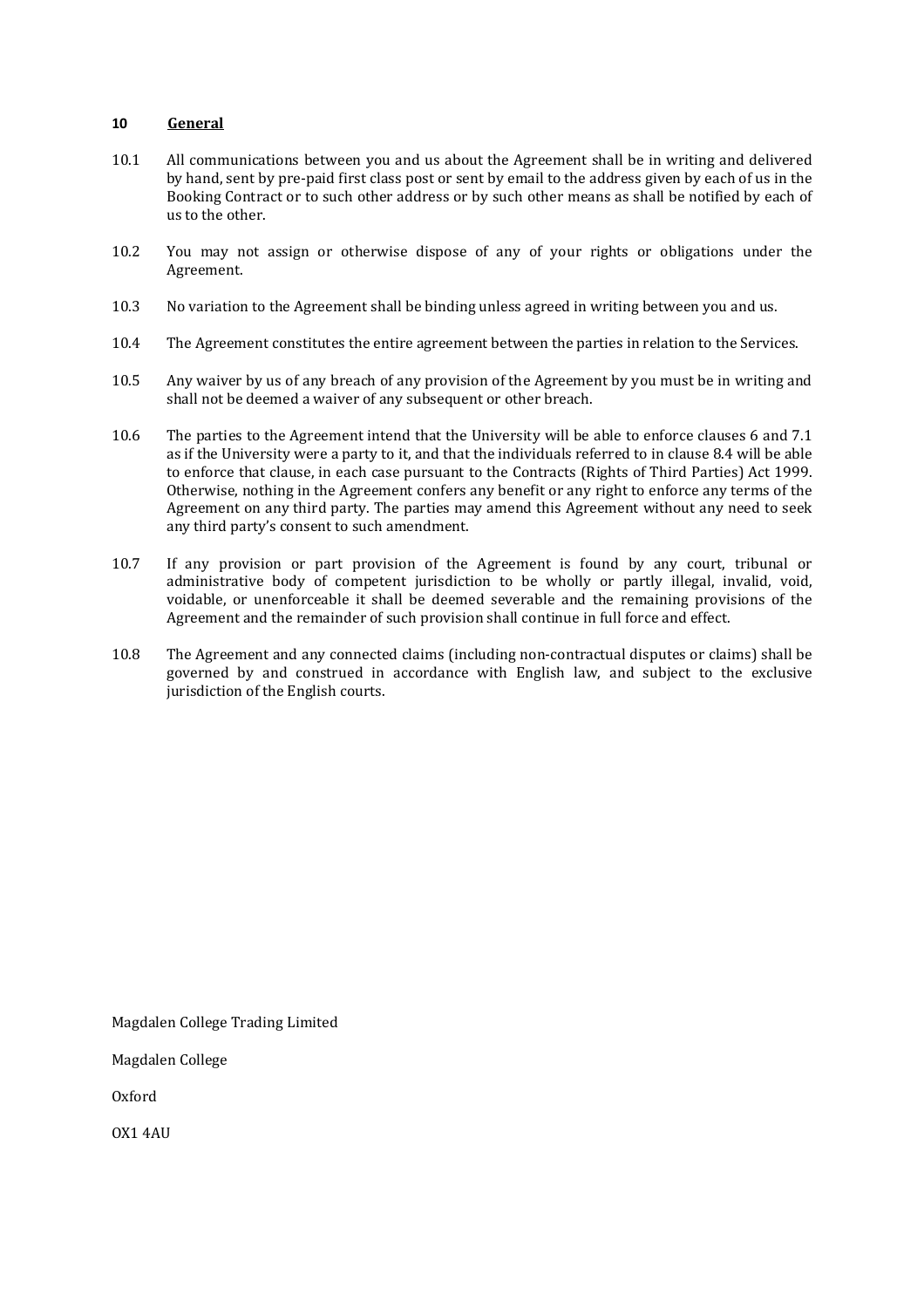## 10 General

10.1 All communications between you and us about the Agreement shall be in writing and delivered by hand, sent by pre-paid first class post or sent by email to the address given by each of us in the Booking Contract or to such other address or by such other means as shall be notified by each of us to the other.

10.2 You may not assign or otherwise dispose of any of your rights or obligations under the Agreement.

10.3 No variation to the Agreement shall be binding unless agreed in writing between you and us.

10.4 The Agreement constitutes the entire agreement between the parties in relation to the Services.

10.5 Any waiver by us of any breach of any provision of the Agreement by you must be in writing and shall not be deemed a waiver of any subsequent or other breach.

10.6 The parties to the Agreement intend that the University will be able to enforce clauses 6 and 7.1 as if the University were a party to it, and that the individuals referred to in clause 8.4 will be able to enforce that clause, in each case pursuant to the Contracts (Rights of Third Parties) Act 1999. Otherwise, nothing in the Agreement confers any benefit or any right to enforce any terms of the Agreement on any third party. The parties may amend this Agreement without any need to seek any third party's consent to such amendment.

10.7 If any provision or part provision of the Agreement is found by any court, tribunal or administrative body of competent jurisdiction to be wholly or partly illegal, invalid, void, voidable, or unenforceable it shall be deemed severable and the remaining provisions of the Agreement and the remainder of such provision shall continue in full force and effect.

10.8 The Agreement and any connected claims (including non-contractual disputes or claims) shall be governed by and construed in accordance with English law, and subject to the exclusive jurisdiction of the English courts.

Magdalen College Trading Limited

Magdalen College

Oxford

OX1 4AU